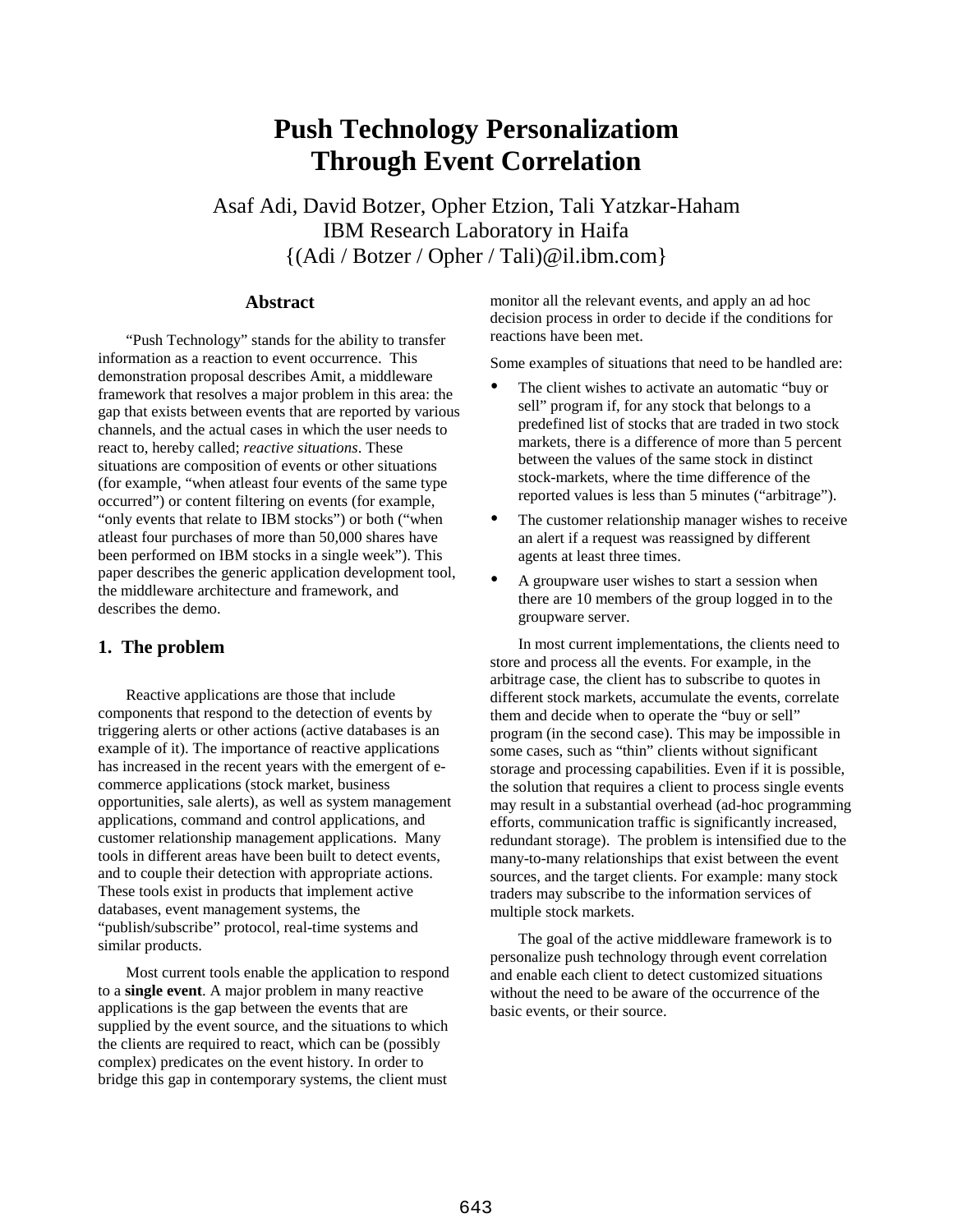# Push Technology Personalizatiom Through Event Correlation

Asaf Adi, David Botzer, Opher Etzion, Tali Yatzkar-Haham
IBM Research Laboratory in Haifa
{(Adi / Botzer / Opher / Tali)@il.ibm.com}

### Abstract

"Push Technology" stands for the ability to transfer information as a reaction to event occurrence. This demonstration proposal describes Amit, a middleware framework that resolves a major problem in this area: the gap that exists between events that are reported by various channels, and the actual cases in which the user needs to react to, hereby called; *reactive situations*. These situations are composition of events or other situations (for example, "when atleast four events of the same type occurred") or content filtering on events (for example, "only events that relate to IBM stocks") or both ("when atleast four purchases of more than 50,000 shares have been performed on IBM stocks in a single week"). This paper describes the generic application development tool, the middleware architecture and framework, and describes the demo.

## 1. The problem

Reactive applications are those that include components that respond to the detection of events by triggering alerts or other actions (active databases is an example of it). The importance of reactive applications has increased in the recent years with the emergent of e-commerce applications (stock market, business opportunities, sale alerts), as well as system management applications, command and control applications, and customer relationship management applications. Many tools in different areas have been built to detect events, and to couple their detection with appropriate actions. These tools exist in products that implement active databases, event management systems, the "publish/subscribe" protocol, real-time systems and similar products.

Most current tools enable the application to respond to a **single event**. A major problem in many reactive applications is the gap between the events that are supplied by the event source, and the situations to which the clients are required to react, which can be (possibly complex) predicates on the event history. In order to bridge this gap in contemporary systems, the client must monitor all the relevant events, and apply an ad hoc decision process in order to decide if the conditions for reactions have been met.

Some examples of situations that need to be handled are:

- The client wishes to activate an automatic "buy or sell" program if, for any stock that belongs to a predefined list of stocks that are traded in two stock markets, there is a difference of more than 5 percent between the values of the same stock in distinct stock-markets, where the time difference of the reported values is less than 5 minutes ("arbitrage").
- The customer relationship manager wishes to receive an alert if a request was reassigned by different agents at least three times.
- A groupware user wishes to start a session when there are 10 members of the group logged in to the groupware server.

In most current implementations, the clients need to store and process all the events. For example, in the arbitrage case, the client has to subscribe to quotes in different stock markets, accumulate the events, correlate them and decide when to operate the "buy or sell" program (in the second case). This may be impossible in some cases, such as "thin" clients without significant storage and processing capabilities. Even if it is possible, the solution that requires a client to process single events may result in a substantial overhead (ad-hoc programming efforts, communication traffic is significantly increased, redundant storage). The problem is intensified due to the many-to-many relationships that exist between the event sources, and the target clients. For example: many stock traders may subscribe to the information services of multiple stock markets.

The goal of the active middleware framework is to personalize push technology through event correlation and enable each client to detect customized situations without the need to be aware of the occurrence of the basic events, or their source.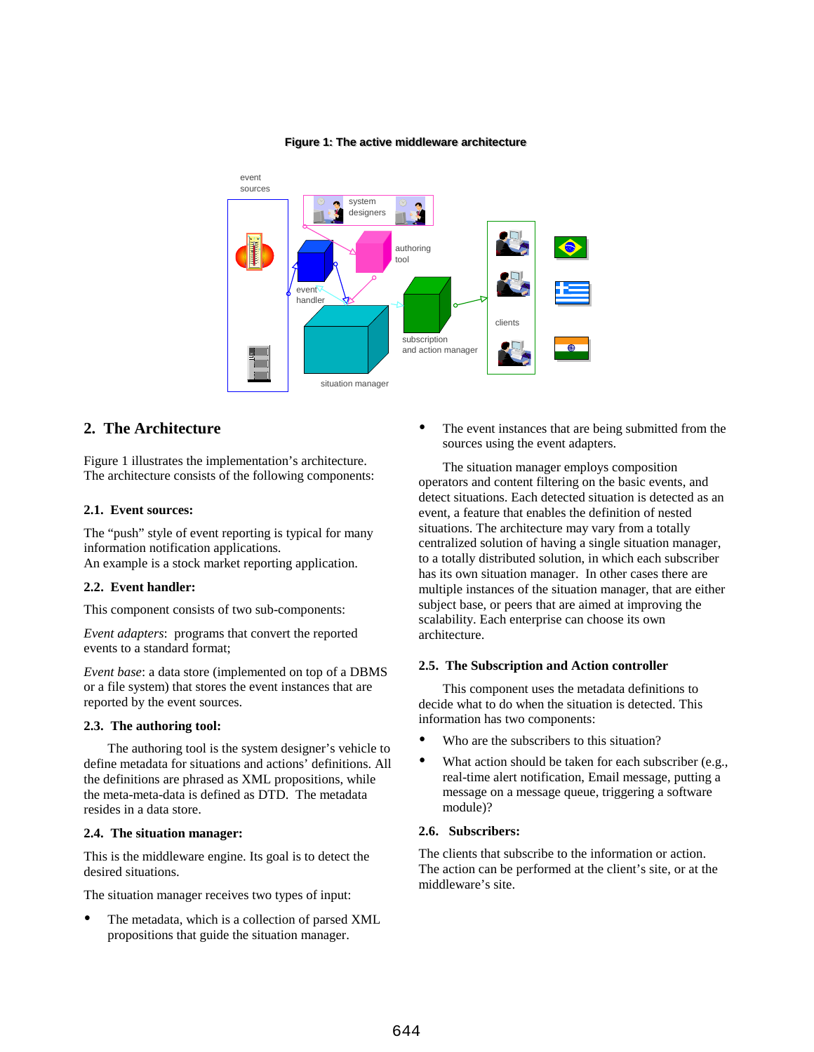**Figure 1: The active middleware architecture**

## 2. The Architecture

Figure 1 illustrates the implementation's architecture. The architecture consists of the following components:

### 2.1. Event sources:

The "push" style of event reporting is typical for many information notification applications.
An example is a stock market reporting application.

### 2.2. Event handler:

This component consists of two sub-components:

*Event adapters*: programs that convert the reported events to a standard format;

*Event base*: a data store (implemented on top of a DBMS or a file system) that stores the event instances that are reported by the event sources.

### 2.3. The authoring tool:

The authoring tool is the system designer's vehicle to define metadata for situations and actions' definitions. All the definitions are phrased as XML propositions, while the meta-meta-data is defined as DTD. The metadata resides in a data store.

### 2.4. The situation manager:

This is the middleware engine. Its goal is to detect the desired situations.

The situation manager receives two types of input:

- The metadata, which is a collection of parsed XML propositions that guide the situation manager.
- The event instances that are being submitted from the sources using the event adapters.

The situation manager employs composition operators and content filtering on the basic events, and detect situations. Each detected situation is detected as an event, a feature that enables the definition of nested situations. The architecture may vary from a totally centralized solution of having a single situation manager, to a totally distributed solution, in which each subscriber has its own situation manager. In other cases there are multiple instances of the situation manager, that are either subject base, or peers that are aimed at improving the scalability. Each enterprise can choose its own architecture.

### 2.5. The Subscription and Action controller

This component uses the metadata definitions to decide what to do when the situation is detected. This information has two components:

- Who are the subscribers to this situation?
- What action should be taken for each subscriber (e.g., real-time alert notification, Email message, putting a message on a message queue, triggering a software module)?

### 2.6. Subscribers:

The clients that subscribe to the information or action. The action can be performed at the client's site, or at the middleware's site.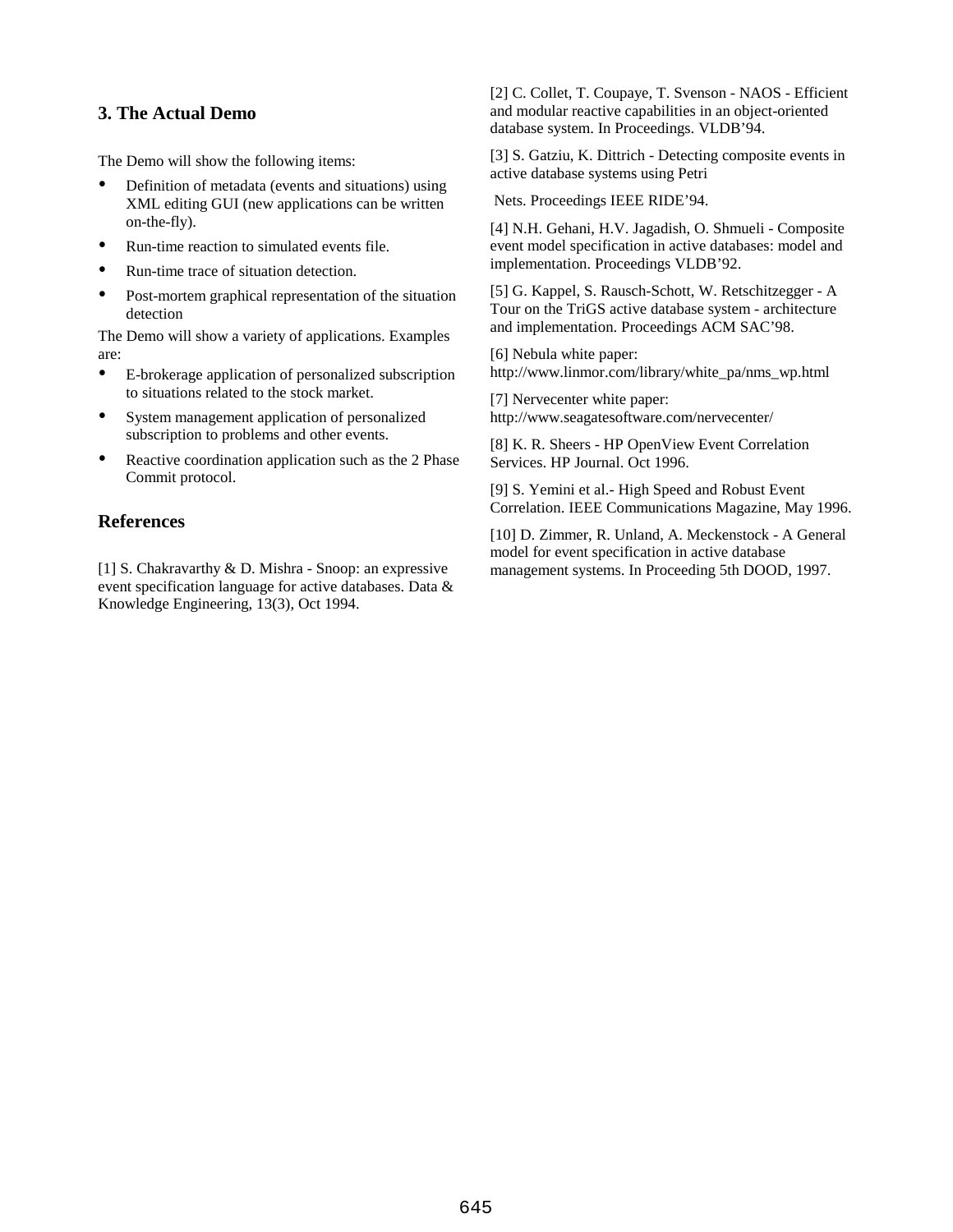## 3. The Actual Demo

The Demo will show the following items:

- Definition of metadata (events and situations) using XML editing GUI (new applications can be written on-the-fly).
- Run-time reaction to simulated events file.
- Run-time trace of situation detection.
- Post-mortem graphical representation of the situation detection

The Demo will show a variety of applications. Examples are:

- E-brokerage application of personalized subscription to situations related to the stock market.
- System management application of personalized subscription to problems and other events.
- Reactive coordination application such as the 2 Phase Commit protocol.

## References

[1] S. Chakravarthy & D. Mishra - Snoop: an expressive event specification language for active databases. Data & Knowledge Engineering, 13(3), Oct 1994.

[2] C. Collet, T. Coupaye, T. Svenson - NAOS - Efficient and modular reactive capabilities in an object-oriented database system. In Proceedings. VLDB'94.

[3] S. Gatziu, K. Dittrich - Detecting composite events in active database systems using Petri Nets. Proceedings IEEE RIDE'94.

[4] N.H. Gehani, H.V. Jagadish, O. Shmueli - Composite event model specification in active databases: model and implementation. Proceedings VLDB'92.

[5] G. Kappel, S. Rausch-Schott, W. Retschitzegger - A Tour on the TriGS active database system - architecture and implementation. Proceedings ACM SAC'98.

[6] Nebula white paper: http://www.linmor.com/library/white_pa/nms_wp.html

[7] Nervecenter white paper: http://www.seagatesoftware.com/nervecenter/

[8] K. R. Sheers - HP OpenView Event Correlation Services. HP Journal. Oct 1996.

[9] S. Yemini et al.- High Speed and Robust Event Correlation. IEEE Communications Magazine, May 1996.

[10] D. Zimmer, R. Unland, A. Meckenstock - A General model for event specification in active database management systems. In Proceeding 5th DOOD, 1997.